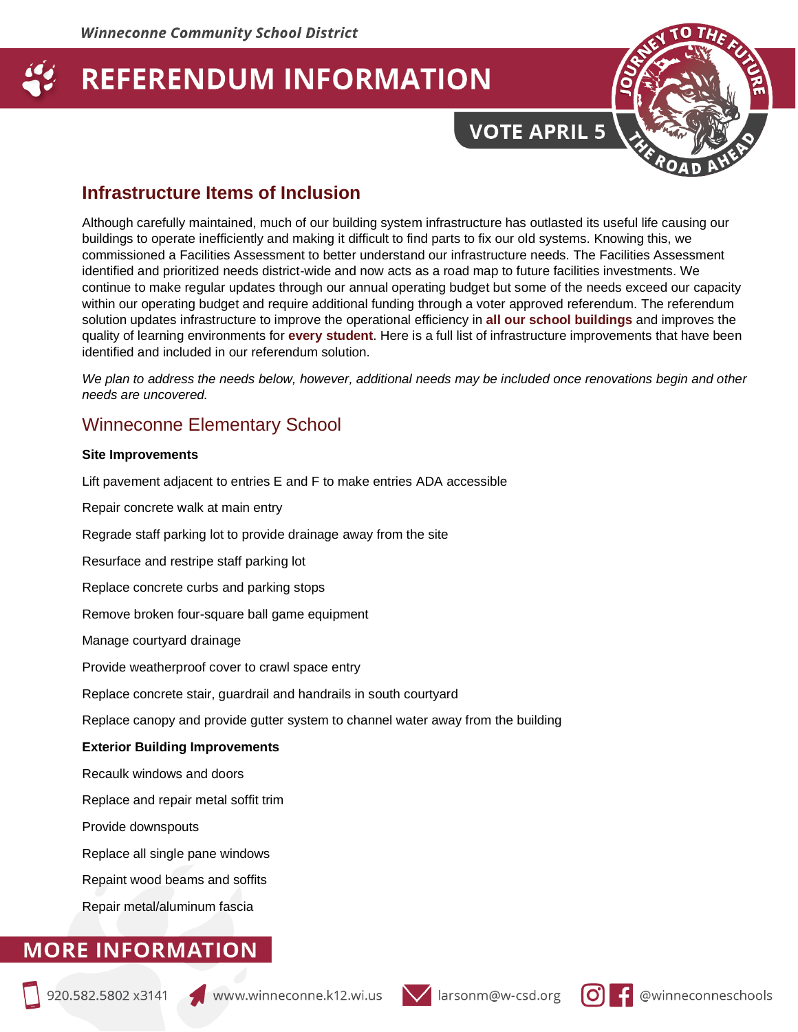Winneconne Community School District

# REFERENDUM INFORMATION

**VOTE APRIL 5**

## Infrastructure Items of Inclusion

Although carefully maintained, much of our building system infrastructure has outlasted its useful life causing our buildings to operate inefficiently and making it difficult to find parts to fix our old systems. Knowing this, we commissioned a Facilities Assessment to better understand our infrastructure needs. The Facilities Assessment identified and prioritized needs district-wide and now acts as a road map to future facilities investments. We continue to make regular updates through our annual operating budget but some of the needs exceed our capacity within our operating budget and require additional funding through a voter approved referendum. The referendum solution updates infrastructure to improve the operational efficiency in **all our school buildings** and improves the quality of learning environments for **every student**. Here is a full list of infrastructure improvements that have been identified and included in our referendum solution.

*We plan to address the needs below, however, additional needs may be included once renovations begin and other needs are uncovered.*

## Winneconne Elementary School

**Site Improvements**

Lift pavement adjacent to entries E and F to make entries ADA accessible

Repair concrete walk at main entry

Regrade staff parking lot to provide drainage away from the site

Resurface and restripe staff parking lot

Replace concrete curbs and parking stops

Remove broken four-square ball game equipment

Manage courtyard drainage

Provide weatherproof cover to crawl space entry

Replace concrete stair, guardrail and handrails in south courtyard

Replace canopy and provide gutter system to channel water away from the building

**Exterior Building Improvements**

Recaulk windows and doors

Replace and repair metal soffit trim

Provide downspouts

Replace all single pane windows

Repaint wood beams and soffits

Repair metal/aluminum fascia

## MORE INFORMATION

920.582.5802 x3141 | www.winneconne.k12.wi.us | larsonm@w-csd.org | @winneconneschools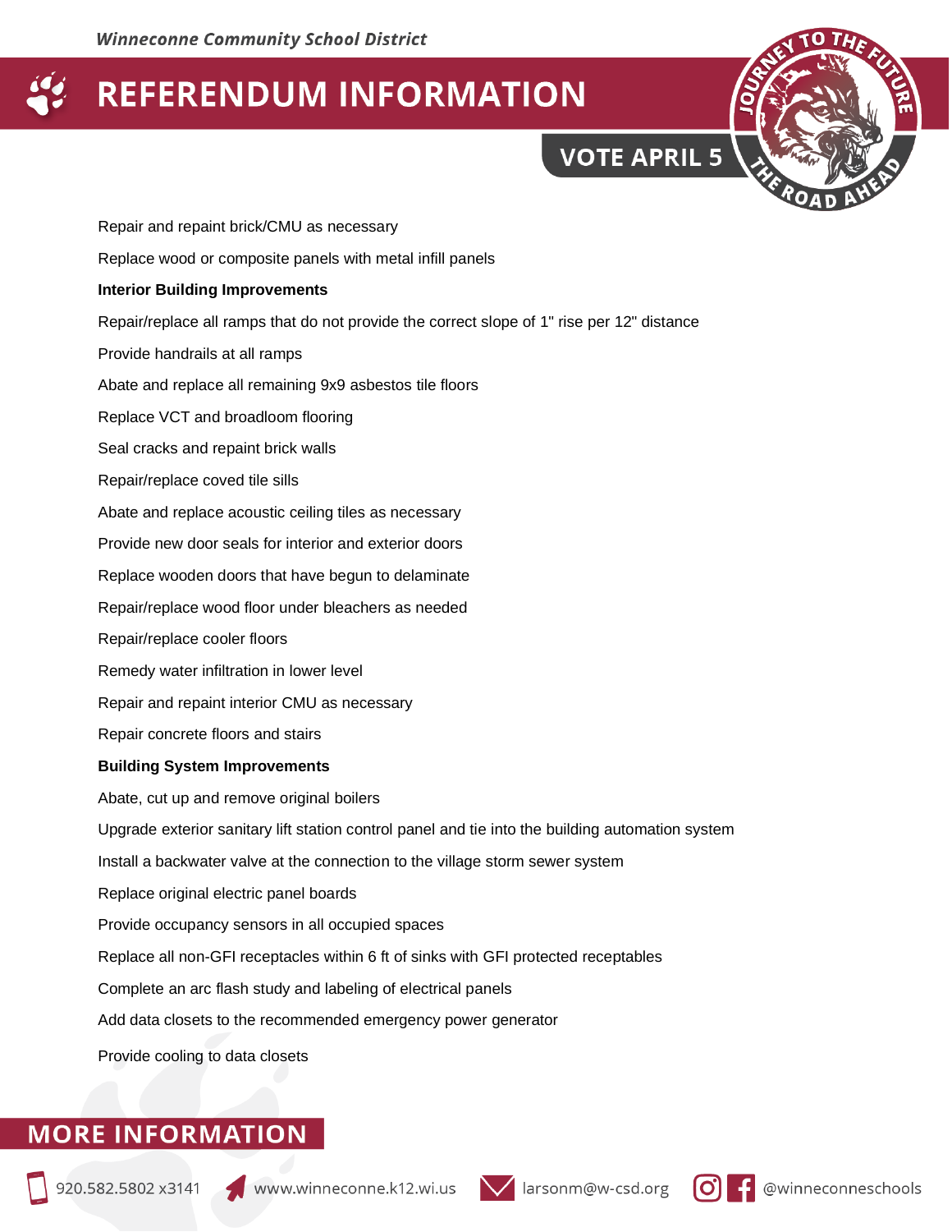Repair and repaint brick/CMU as necessary

Replace wood or composite panels with metal infill panels

**Interior Building Improvements**

Repair/replace all ramps that do not provide the correct slope of 1" rise per 12" distance

Provide handrails at all ramps

Abate and replace all remaining 9x9 asbestos tile floors

Replace VCT and broadloom flooring

Seal cracks and repaint brick walls

Repair/replace coved tile sills

Abate and replace acoustic ceiling tiles as necessary

Provide new door seals for interior and exterior doors

Replace wooden doors that have begun to delaminate

Repair/replace wood floor under bleachers as needed

Repair/replace cooler floors

Remedy water infiltration in lower level

Repair and repaint interior CMU as necessary

Repair concrete floors and stairs

**Building System Improvements**

Abate, cut up and remove original boilers

Upgrade exterior sanitary lift station control panel and tie into the building automation system

Install a backwater valve at the connection to the village storm sewer system

Replace original electric panel boards

Provide occupancy sensors in all occupied spaces

Replace all non-GFI receptacles within 6 ft of sinks with GFI protected receptables

Complete an arc flash study and labeling of electrical panels

Add data closets to the recommended emergency power generator

Provide cooling to data closets

## MORE INFORMATION

920.582.5802 x3141 | www.winneconne.k12.wi.us | larsonm@w-csd.org | @winneconneschools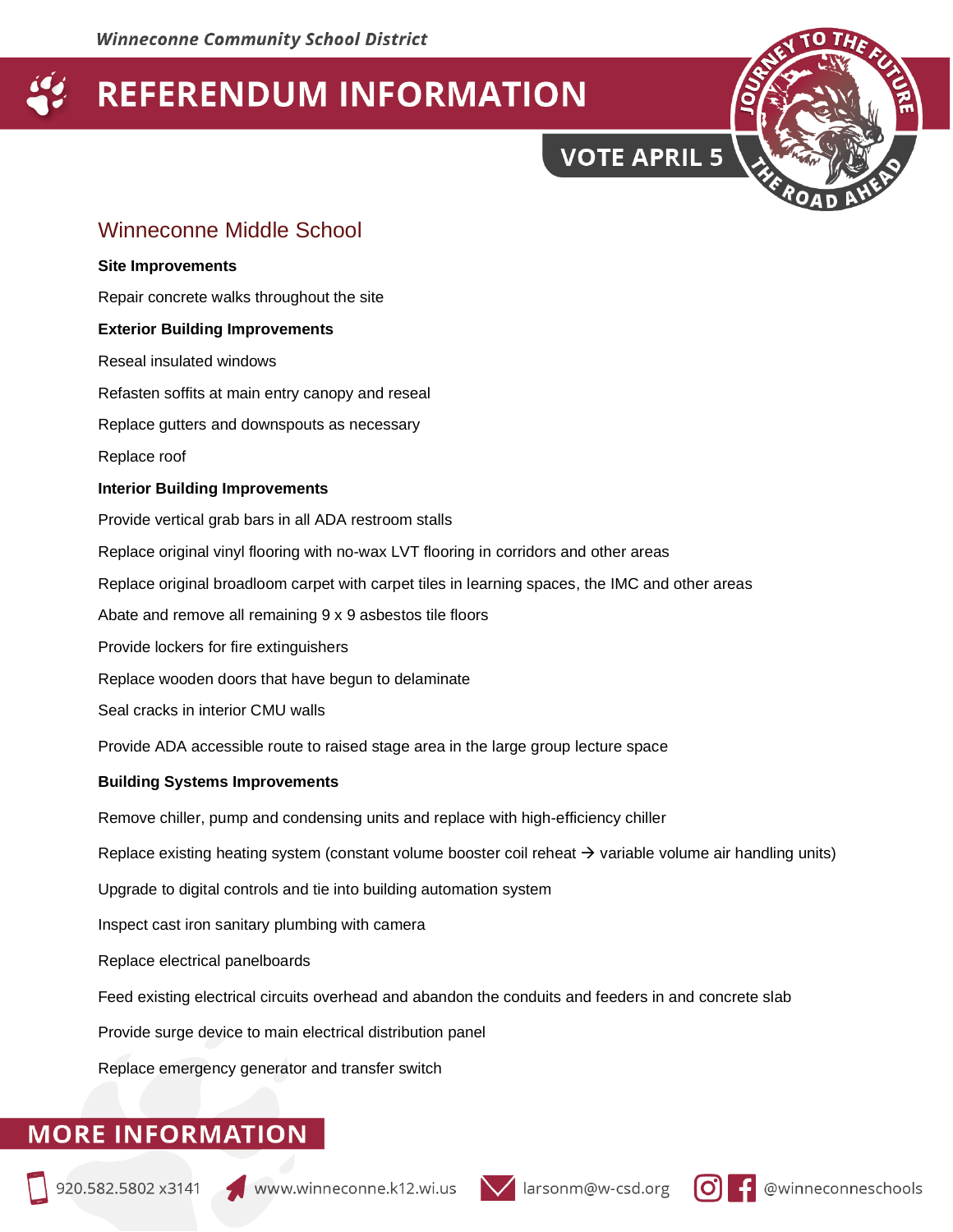*Winneconne Community School District*

# REFERENDUM INFORMATION

**VOTE APRIL 5**

## Winneconne Middle School

**Site Improvements**

Repair concrete walks throughout the site

**Exterior Building Improvements**

Reseal insulated windows

Refasten soffits at main entry canopy and reseal

Replace gutters and downspouts as necessary

Replace roof

**Interior Building Improvements**

Provide vertical grab bars in all ADA restroom stalls

Replace original vinyl flooring with no-wax LVT flooring in corridors and other areas

Replace original broadloom carpet with carpet tiles in learning spaces, the IMC and other areas

Abate and remove all remaining 9 x 9 asbestos tile floors

Provide lockers for fire extinguishers

Replace wooden doors that have begun to delaminate

Seal cracks in interior CMU walls

Provide ADA accessible route to raised stage area in the large group lecture space

**Building Systems Improvements**

Remove chiller, pump and condensing units and replace with high-efficiency chiller

Replace existing heating system (constant volume booster coil reheat → variable volume air handling units)

Upgrade to digital controls and tie into building automation system

Inspect cast iron sanitary plumbing with camera

Replace electrical panelboards

Feed existing electrical circuits overhead and abandon the conduits and feeders in and concrete slab

Provide surge device to main electrical distribution panel

Replace emergency generator and transfer switch

## MORE INFORMATION

920.582.5802 x3141 | www.winneconne.k12.wi.us | larsonm@w-csd.org | @winneconneschools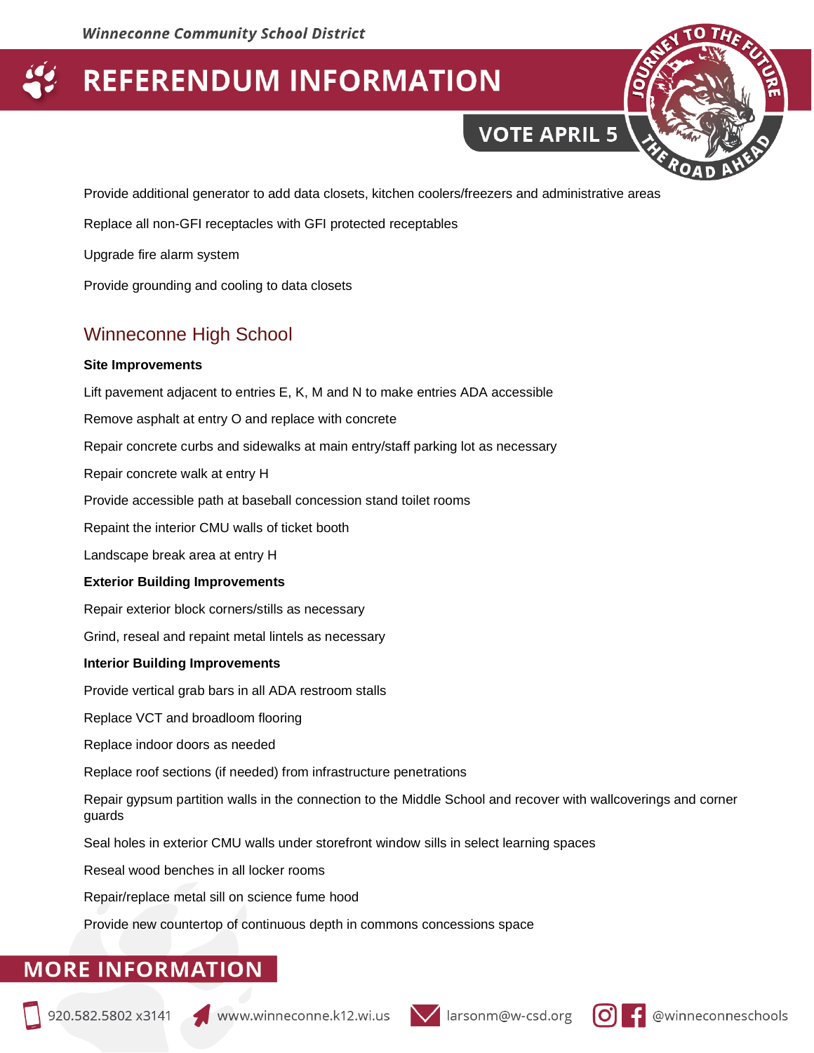Provide additional generator to add data closets, kitchen coolers/freezers and administrative areas

Replace all non-GFI receptacles with GFI protected receptables

Upgrade fire alarm system

Provide grounding and cooling to data closets

## Winneconne High School

**Site Improvements**

Lift pavement adjacent to entries E, K, M and N to make entries ADA accessible

Remove asphalt at entry O and replace with concrete

Repair concrete curbs and sidewalks at main entry/staff parking lot as necessary

Repair concrete walk at entry H

Provide accessible path at baseball concession stand toilet rooms

Repaint the interior CMU walls of ticket booth

Landscape break area at entry H

**Exterior Building Improvements**

Repair exterior block corners/stills as necessary

Grind, reseal and repaint metal lintels as necessary

**Interior Building Improvements**

Provide vertical grab bars in all ADA restroom stalls

Replace VCT and broadloom flooring

Replace indoor doors as needed

Replace roof sections (if needed) from infrastructure penetrations

Repair gypsum partition walls in the connection to the Middle School and recover with wallcoverings and corner guards

Seal holes in exterior CMU walls under storefront window sills in select learning spaces

Reseal wood benches in all locker rooms

Repair/replace metal sill on science fume hood

Provide new countertop of continuous depth in commons concessions space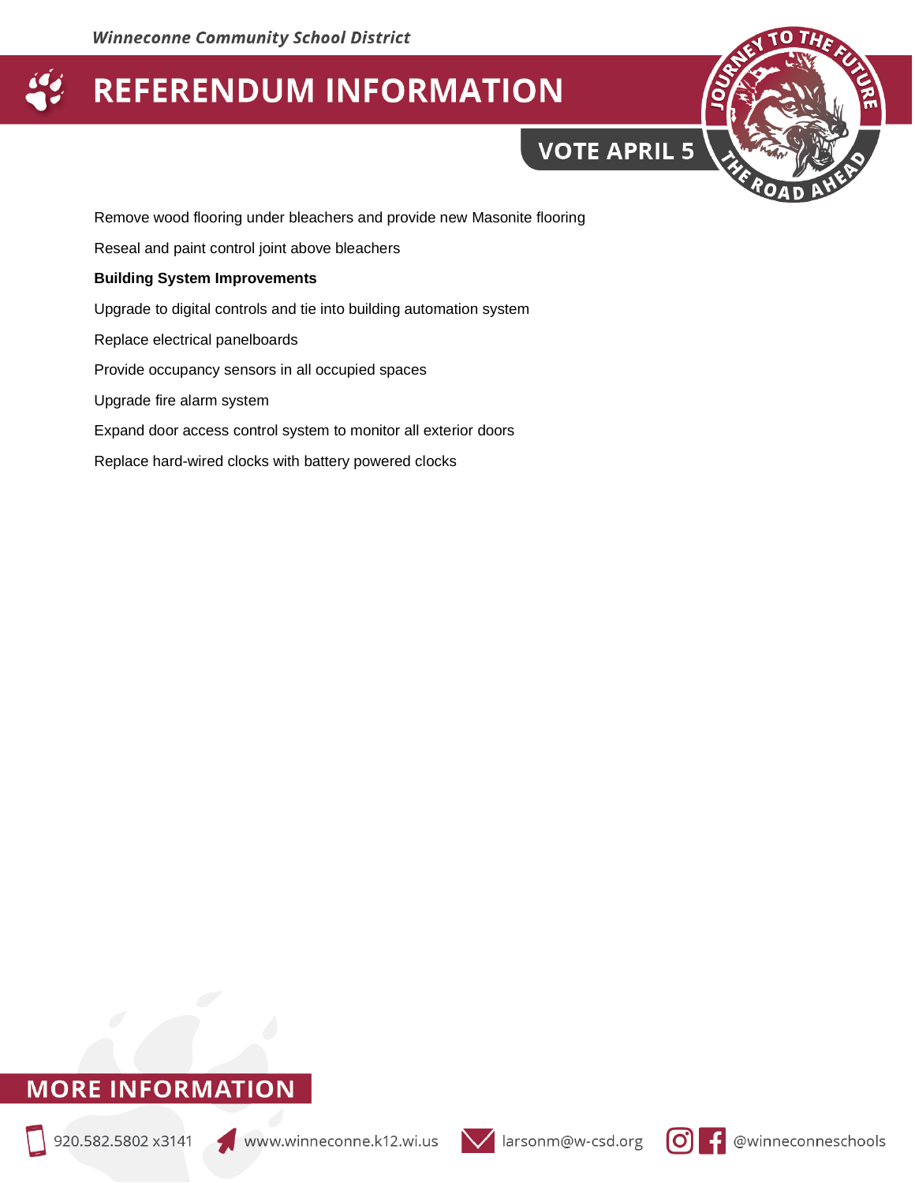# REFERENDUM INFORMATION

VOTE APRIL 5

Remove wood flooring under bleachers and provide new Masonite flooring

Reseal and paint control joint above bleachers

**Building System Improvements**

Upgrade to digital controls and tie into building automation system

Replace electrical panelboards

Provide occupancy sensors in all occupied spaces

Upgrade fire alarm system

Expand door access control system to monitor all exterior doors

Replace hard-wired clocks with battery powered clocks

## MORE INFORMATION

920.582.5802 x3141 www.winneconne.k12.wi.us larsonm@w-csd.org @winneconneschools